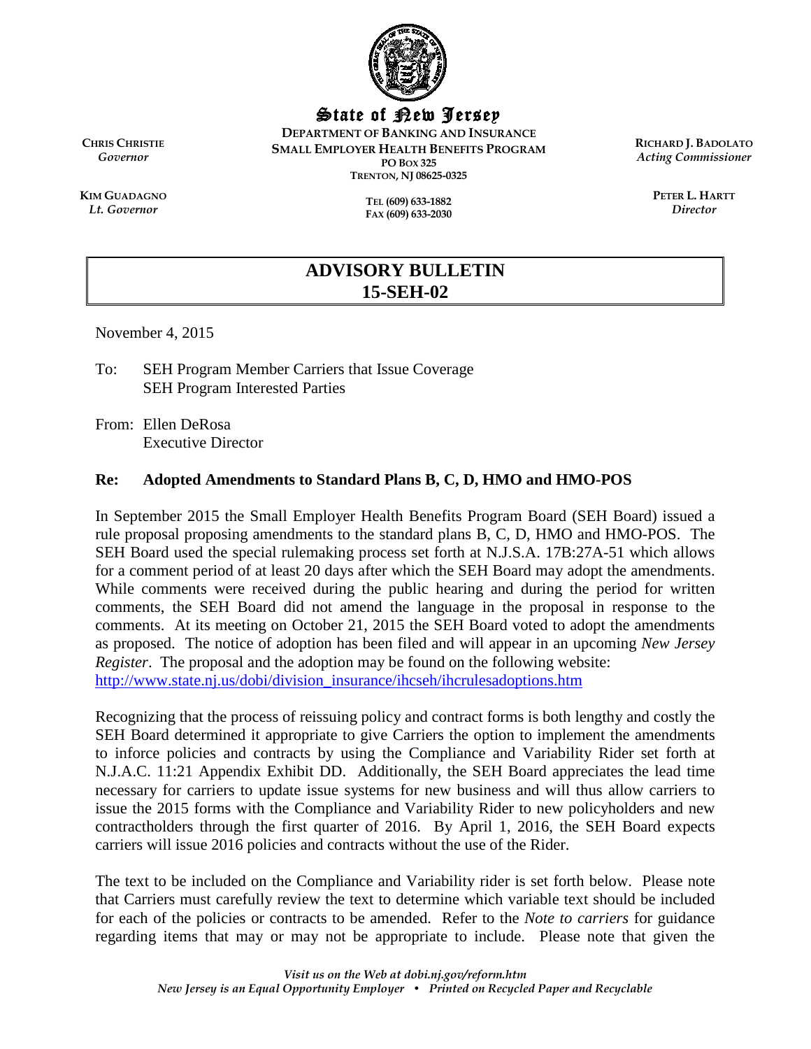State of New Jersey

DEPARTMENT OF BANKING AND INSURANCE
SMALL EMPLOYER HEALTH BENEFITS PROGRAM
PO BOX 325
TRENTON, NJ 08625-0325

TEL (609) 633-1882
FAX (609) 633-2030

**CHRIS CHRISTIE**
*Governor*

**KIM GUADAGNO**
*Lt. Governor*

**RICHARD J. BADOLATO**
*Acting Commissioner*

**PETER L. HARTT**
*Director*

# ADVISORY BULLETIN 15-SEH-02

November 4, 2015

To: SEH Program Member Carriers that Issue Coverage
SEH Program Interested Parties

From: Ellen DeRosa
Executive Director

**Re: Adopted Amendments to Standard Plans B, C, D, HMO and HMO-POS**

In September 2015 the Small Employer Health Benefits Program Board (SEH Board) issued a rule proposal proposing amendments to the standard plans B, C, D, HMO and HMO-POS. The SEH Board used the special rulemaking process set forth at N.J.S.A. 17B:27A-51 which allows for a comment period of at least 20 days after which the SEH Board may adopt the amendments. While comments were received during the public hearing and during the period for written comments, the SEH Board did not amend the language in the proposal in response to the comments. At its meeting on October 21, 2015 the SEH Board voted to adopt the amendments as proposed. The notice of adoption has been filed and will appear in an upcoming *New Jersey Register*. The proposal and the adoption may be found on the following website: http://www.state.nj.us/dobi/division_insurance/ihcseh/ihcrulesadoptions.htm

Recognizing that the process of reissuing policy and contract forms is both lengthy and costly the SEH Board determined it appropriate to give Carriers the option to implement the amendments to inforce policies and contracts by using the Compliance and Variability Rider set forth at N.J.A.C. 11:21 Appendix Exhibit DD. Additionally, the SEH Board appreciates the lead time necessary for carriers to update issue systems for new business and will thus allow carriers to issue the 2015 forms with the Compliance and Variability Rider to new policyholders and new contractholders through the first quarter of 2016. By April 1, 2016, the SEH Board expects carriers will issue 2016 policies and contracts without the use of the Rider.

The text to be included on the Compliance and Variability rider is set forth below. Please note that Carriers must carefully review the text to determine which variable text should be included for each of the policies or contracts to be amended. Refer to the *Note to carriers* for guidance regarding items that may or may not be appropriate to include. Please note that given the

*Visit us on the Web at dobi.nj.gov/reform.htm*
*New Jersey is an Equal Opportunity Employer • Printed on Recycled Paper and Recyclable*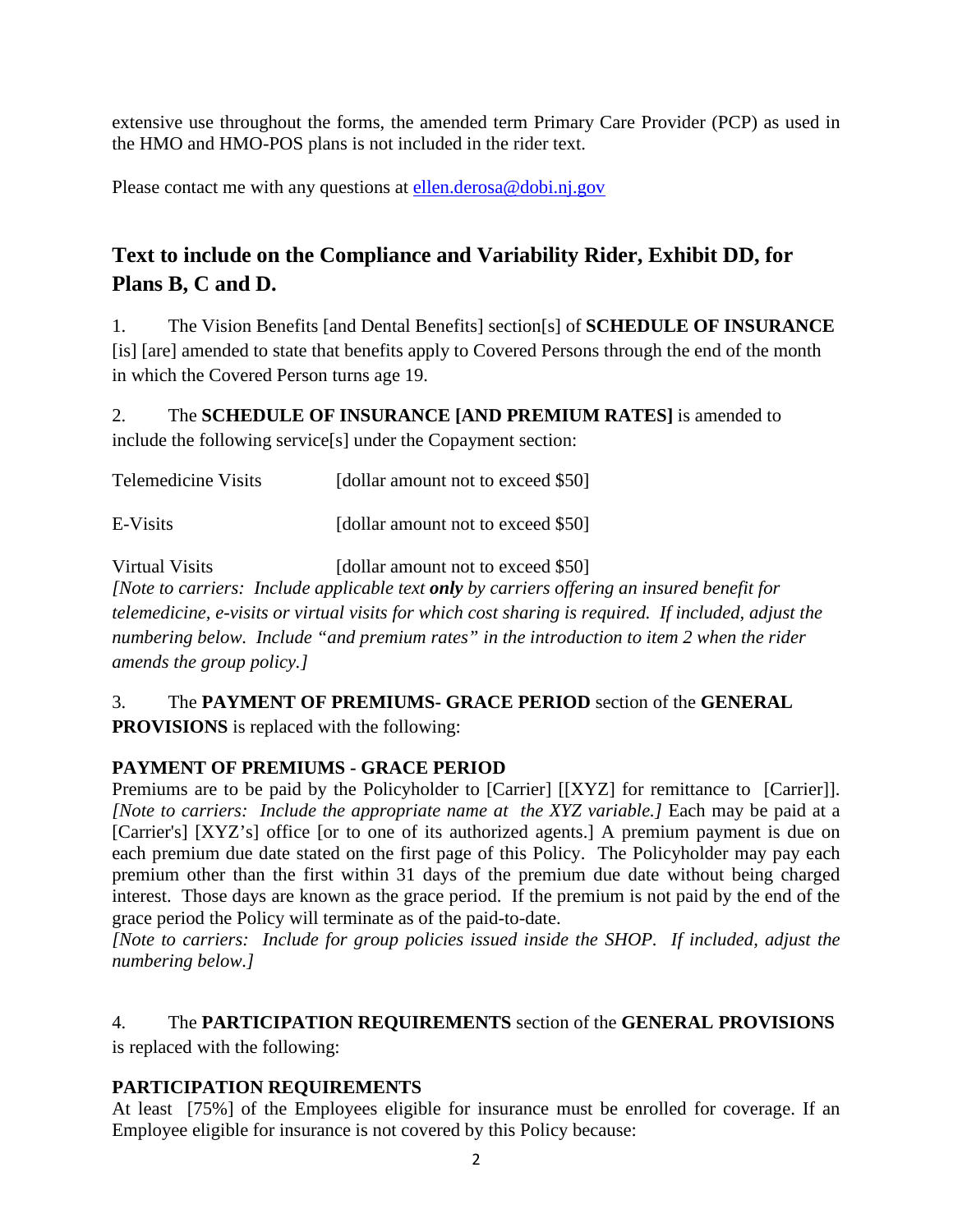extensive use throughout the forms, the amended term Primary Care Provider (PCP) as used in the HMO and HMO-POS plans is not included in the rider text.

Please contact me with any questions at [ellen.derosa@dobi.nj.gov](mailto:ellen.derosa@dobi.nj.gov)

## Text to include on the Compliance and Variability Rider, Exhibit DD, for Plans B, C and D.

1. The Vision Benefits [and Dental Benefits] section[s] of **SCHEDULE OF INSURANCE** [is] [are] amended to state that benefits apply to Covered Persons through the end of the month in which the Covered Person turns age 19.

2. The **SCHEDULE OF INSURANCE [AND PREMIUM RATES]** is amended to include the following service[s] under the Copayment section:

| | |
|---|---|
| Telemedicine Visits | [dollar amount not to exceed $50] |
| E-Visits | [dollar amount not to exceed $50] |
| Virtual Visits | [dollar amount not to exceed $50] |

*[Note to carriers: Include applicable text **only** by carriers offering an insured benefit for telemedicine, e-visits or virtual visits for which cost sharing is required. If included, adjust the numbering below. Include "and premium rates" in the introduction to item 2 when the rider amends the group policy.]*

3. The **PAYMENT OF PREMIUMS- GRACE PERIOD** section of the **GENERAL PROVISIONS** is replaced with the following:

**PAYMENT OF PREMIUMS - GRACE PERIOD**

Premiums are to be paid by the Policyholder to [Carrier] [[XYZ] for remittance to [Carrier]]. *[Note to carriers: Include the appropriate name at the XYZ variable.]* Each may be paid at a [Carrier's] [XYZ's] office [or to one of its authorized agents.] A premium payment is due on each premium due date stated on the first page of this Policy. The Policyholder may pay each premium other than the first within 31 days of the premium due date without being charged interest. Those days are known as the grace period. If the premium is not paid by the end of the grace period the Policy will terminate as of the paid-to-date.

*[Note to carriers: Include for group policies issued inside the SHOP. If included, adjust the numbering below.]*

4. The **PARTICIPATION REQUIREMENTS** section of the **GENERAL PROVISIONS** is replaced with the following:

**PARTICIPATION REQUIREMENTS**

At least [75%] of the Employees eligible for insurance must be enrolled for coverage. If an Employee eligible for insurance is not covered by this Policy because: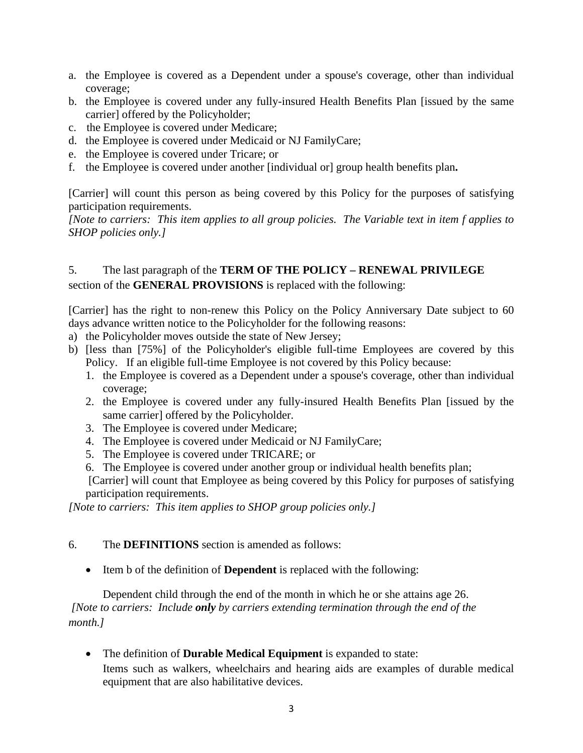a. the Employee is covered as a Dependent under a spouse's coverage, other than individual coverage;
b. the Employee is covered under any fully-insured Health Benefits Plan [issued by the same carrier] offered by the Policyholder;
c. the Employee is covered under Medicare;
d. the Employee is covered under Medicaid or NJ FamilyCare;
e. the Employee is covered under Tricare; or
f. the Employee is covered under another [individual or] group health benefits plan**.**

[Carrier] will count this person as being covered by this Policy for the purposes of satisfying participation requirements.
*[Note to carriers: This item applies to all group policies. The Variable text in item f applies to SHOP policies only.]*

5. The last paragraph of the **TERM OF THE POLICY – RENEWAL PRIVILEGE** section of the **GENERAL PROVISIONS** is replaced with the following:

[Carrier] has the right to non-renew this Policy on the Policy Anniversary Date subject to 60 days advance written notice to the Policyholder for the following reasons:

a) the Policyholder moves outside the state of New Jersey;
b) [less than [75%] of the Policyholder's eligible full-time Employees are covered by this Policy. If an eligible full-time Employee is not covered by this Policy because:
   1. the Employee is covered as a Dependent under a spouse's coverage, other than individual coverage;
   2. the Employee is covered under any fully-insured Health Benefits Plan [issued by the same carrier] offered by the Policyholder.
   3. The Employee is covered under Medicare;
   4. The Employee is covered under Medicaid or NJ FamilyCare;
   5. The Employee is covered under TRICARE; or
   6. The Employee is covered under another group or individual health benefits plan;

   [Carrier] will count that Employee as being covered by this Policy for purposes of satisfying participation requirements.

*[Note to carriers: This item applies to SHOP group policies only.]*

6. The **DEFINITIONS** section is amended as follows:

- Item b of the definition of **Dependent** is replaced with the following:

  Dependent child through the end of the month in which he or she attains age 26.

*[Note to carriers: Include **only** by carriers extending termination through the end of the month.]*

- The definition of **Durable Medical Equipment** is expanded to state:

  Items such as walkers, wheelchairs and hearing aids are examples of durable medical equipment that are also habilitative devices.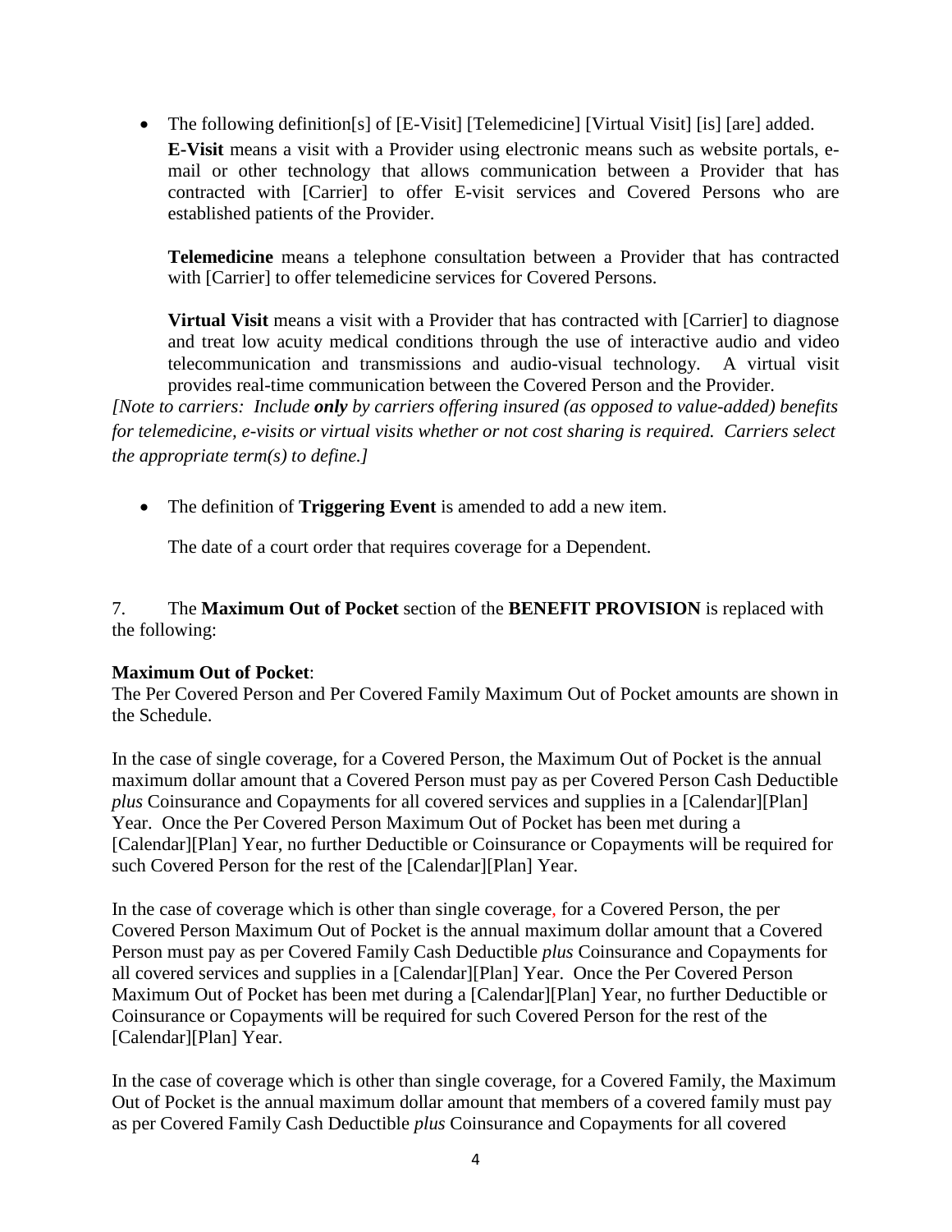- The following definition[s] of [E-Visit] [Telemedicine] [Virtual Visit] [is] [are] added.

  **E-Visit** means a visit with a Provider using electronic means such as website portals, e-mail or other technology that allows communication between a Provider that has contracted with [Carrier] to offer E-visit services and Covered Persons who are established patients of the Provider.

  **Telemedicine** means a telephone consultation between a Provider that has contracted with [Carrier] to offer telemedicine services for Covered Persons.

  **Virtual Visit** means a visit with a Provider that has contracted with [Carrier] to diagnose and treat low acuity medical conditions through the use of interactive audio and video telecommunication and transmissions and audio-visual technology. A virtual visit provides real-time communication between the Covered Person and the Provider.

*[Note to carriers: Include* ***only*** *by carriers offering insured (as opposed to value-added) benefits for telemedicine, e-visits or virtual visits whether or not cost sharing is required. Carriers select the appropriate term(s) to define.]*

- The definition of **Triggering Event** is amended to add a new item.

  The date of a court order that requires coverage for a Dependent.

7. The **Maximum Out of Pocket** section of the **BENEFIT PROVISION** is replaced with the following:

**Maximum Out of Pocket**:
The Per Covered Person and Per Covered Family Maximum Out of Pocket amounts are shown in the Schedule.

In the case of single coverage, for a Covered Person, the Maximum Out of Pocket is the annual maximum dollar amount that a Covered Person must pay as per Covered Person Cash Deductible *plus* Coinsurance and Copayments for all covered services and supplies in a [Calendar][Plan] Year. Once the Per Covered Person Maximum Out of Pocket has been met during a [Calendar][Plan] Year, no further Deductible or Coinsurance or Copayments will be required for such Covered Person for the rest of the [Calendar][Plan] Year.

In the case of coverage which is other than single coverage, for a Covered Person, the per Covered Person Maximum Out of Pocket is the annual maximum dollar amount that a Covered Person must pay as per Covered Family Cash Deductible *plus* Coinsurance and Copayments for all covered services and supplies in a [Calendar][Plan] Year. Once the Per Covered Person Maximum Out of Pocket has been met during a [Calendar][Plan] Year, no further Deductible or Coinsurance or Copayments will be required for such Covered Person for the rest of the [Calendar][Plan] Year.

In the case of coverage which is other than single coverage, for a Covered Family, the Maximum Out of Pocket is the annual maximum dollar amount that members of a covered family must pay as per Covered Family Cash Deductible *plus* Coinsurance and Copayments for all covered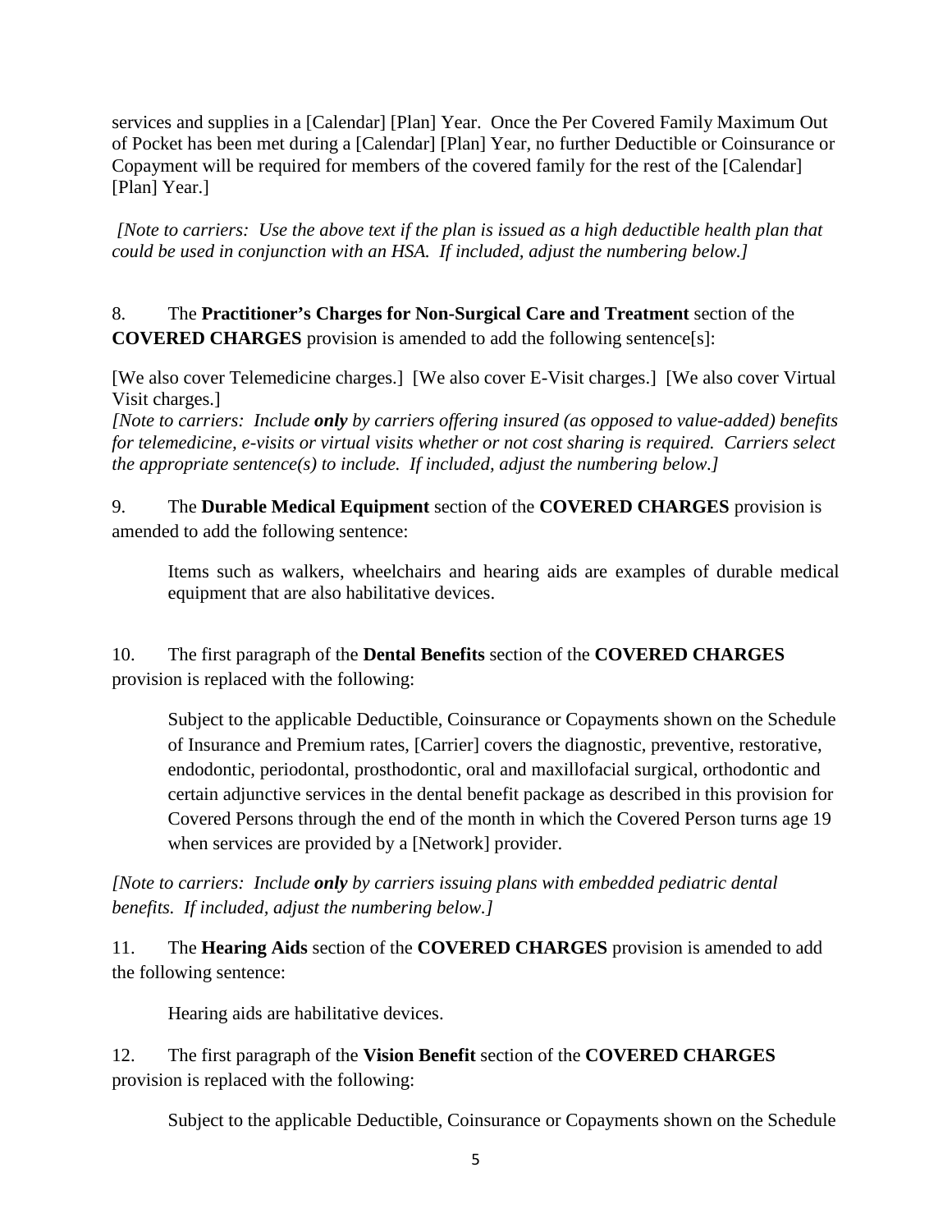services and supplies in a [Calendar] [Plan] Year. Once the Per Covered Family Maximum Out of Pocket has been met during a [Calendar] [Plan] Year, no further Deductible or Coinsurance or Copayment will be required for members of the covered family for the rest of the [Calendar] [Plan] Year.]

*[Note to carriers: Use the above text if the plan is issued as a high deductible health plan that could be used in conjunction with an HSA. If included, adjust the numbering below.]*

8. The **Practitioner's Charges for Non-Surgical Care and Treatment** section of the **COVERED CHARGES** provision is amended to add the following sentence[s]:

[We also cover Telemedicine charges.] [We also cover E-Visit charges.] [We also cover Virtual Visit charges.]
*[Note to carriers: Include **only** by carriers offering insured (as opposed to value-added) benefits for telemedicine, e-visits or virtual visits whether or not cost sharing is required. Carriers select the appropriate sentence(s) to include. If included, adjust the numbering below.]*

9. The **Durable Medical Equipment** section of the **COVERED CHARGES** provision is amended to add the following sentence:

> Items such as walkers, wheelchairs and hearing aids are examples of durable medical equipment that are also habilitative devices.

10. The first paragraph of the **Dental Benefits** section of the **COVERED CHARGES** provision is replaced with the following:

> Subject to the applicable Deductible, Coinsurance or Copayments shown on the Schedule of Insurance and Premium rates, [Carrier] covers the diagnostic, preventive, restorative, endodontic, periodontal, prosthodontic, oral and maxillofacial surgical, orthodontic and certain adjunctive services in the dental benefit package as described in this provision for Covered Persons through the end of the month in which the Covered Person turns age 19 when services are provided by a [Network] provider.

*[Note to carriers: Include **only** by carriers issuing plans with embedded pediatric dental benefits. If included, adjust the numbering below.]*

11. The **Hearing Aids** section of the **COVERED CHARGES** provision is amended to add the following sentence:

> Hearing aids are habilitative devices.

12. The first paragraph of the **Vision Benefit** section of the **COVERED CHARGES** provision is replaced with the following:

> Subject to the applicable Deductible, Coinsurance or Copayments shown on the Schedule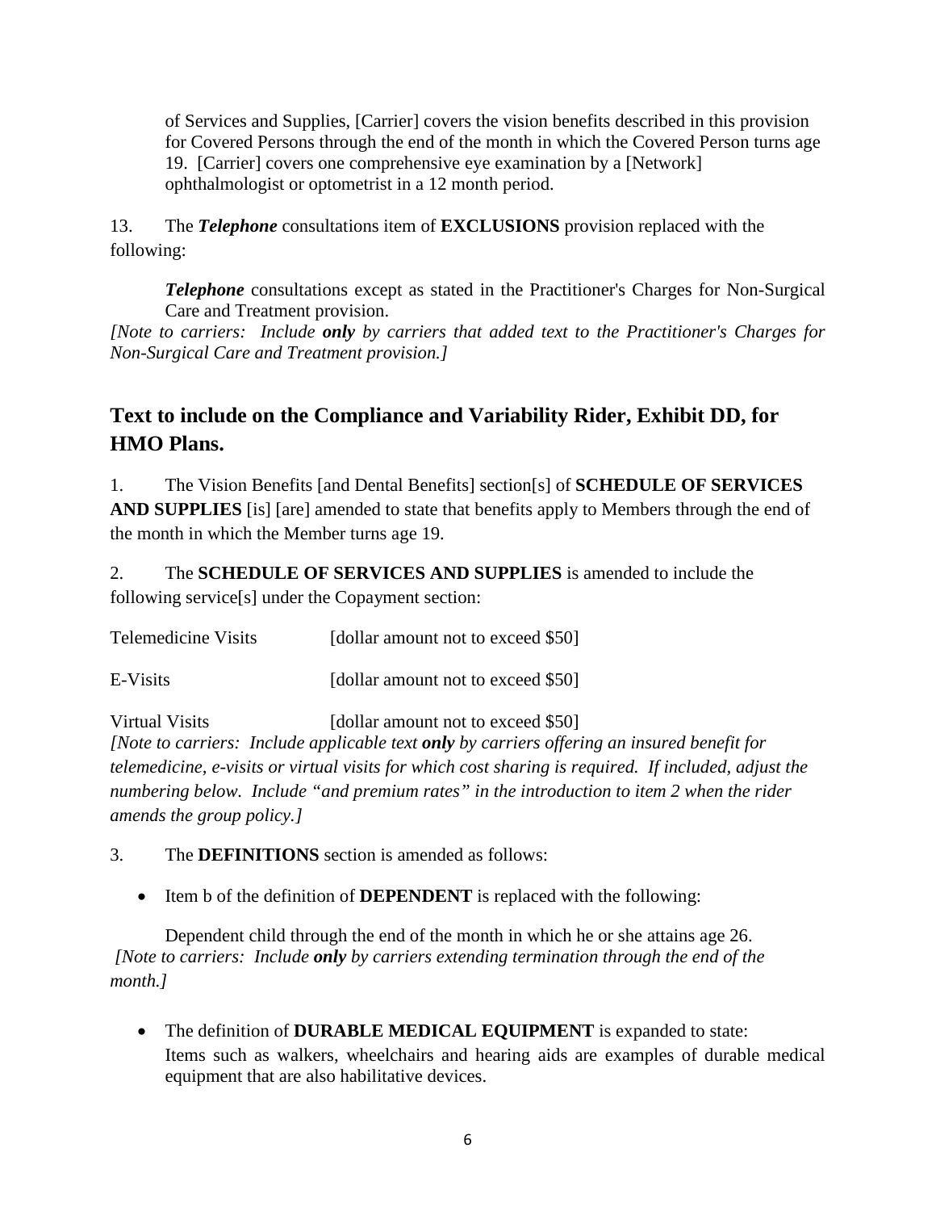of Services and Supplies, [Carrier] covers the vision benefits described in this provision for Covered Persons through the end of the month in which the Covered Person turns age 19. [Carrier] covers one comprehensive eye examination by a [Network] ophthalmologist or optometrist in a 12 month period.

13. The ***Telephone*** consultations item of **EXCLUSIONS** provision replaced with the following:

***Telephone*** consultations except as stated in the Practitioner's Charges for Non-Surgical Care and Treatment provision.

*[Note to carriers: Include **only** by carriers that added text to the Practitioner's Charges for Non-Surgical Care and Treatment provision.]*

## Text to include on the Compliance and Variability Rider, Exhibit DD, for HMO Plans.

1. The Vision Benefits [and Dental Benefits] section[s] of **SCHEDULE OF SERVICES AND SUPPLIES** [is] [are] amended to state that benefits apply to Members through the end of the month in which the Member turns age 19.

2. The **SCHEDULE OF SERVICES AND SUPPLIES** is amended to include the following service[s] under the Copayment section:

Telemedicine Visits [dollar amount not to exceed $50]

E-Visits [dollar amount not to exceed $50]

Virtual Visits [dollar amount not to exceed $50]

*[Note to carriers: Include applicable text **only** by carriers offering an insured benefit for telemedicine, e-visits or virtual visits for which cost sharing is required. If included, adjust the numbering below. Include "and premium rates" in the introduction to item 2 when the rider amends the group policy.]*

3. The **DEFINITIONS** section is amended as follows:

- Item b of the definition of **DEPENDENT** is replaced with the following:

Dependent child through the end of the month in which he or she attains age 26.

*[Note to carriers: Include **only** by carriers extending termination through the end of the month.]*

- The definition of **DURABLE MEDICAL EQUIPMENT** is expanded to state: Items such as walkers, wheelchairs and hearing aids are examples of durable medical equipment that are also habilitative devices.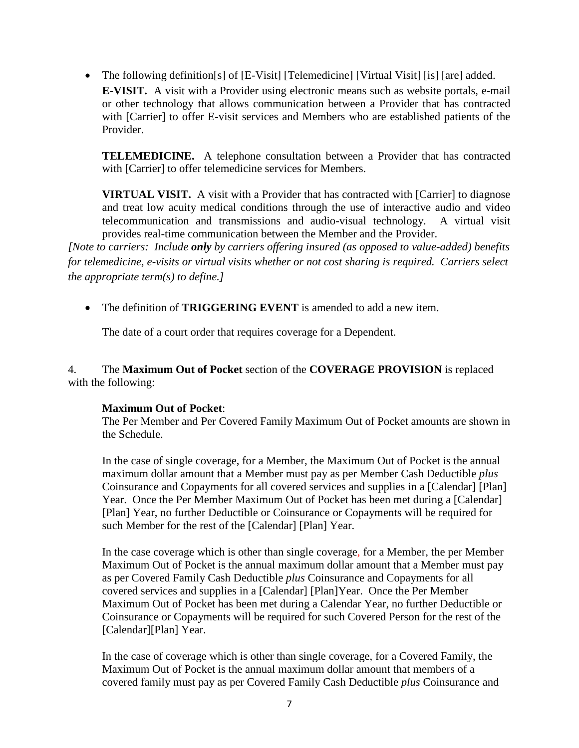- The following definition[s] of [E-Visit] [Telemedicine] [Virtual Visit] [is] [are] added.

  **E-VISIT.** A visit with a Provider using electronic means such as website portals, e-mail or other technology that allows communication between a Provider that has contracted with [Carrier] to offer E-visit services and Members who are established patients of the Provider.

  **TELEMEDICINE.** A telephone consultation between a Provider that has contracted with [Carrier] to offer telemedicine services for Members.

  **VIRTUAL VISIT.** A visit with a Provider that has contracted with [Carrier] to diagnose and treat low acuity medical conditions through the use of interactive audio and video telecommunication and transmissions and audio-visual technology. A virtual visit provides real-time communication between the Member and the Provider.

*[Note to carriers: Include **only** by carriers offering insured (as opposed to value-added) benefits for telemedicine, e-visits or virtual visits whether or not cost sharing is required. Carriers select the appropriate term(s) to define.]*

- The definition of **TRIGGERING EVENT** is amended to add a new item.

  The date of a court order that requires coverage for a Dependent.

4. The **Maximum Out of Pocket** section of the **COVERAGE PROVISION** is replaced with the following:

**Maximum Out of Pocket**:
The Per Member and Per Covered Family Maximum Out of Pocket amounts are shown in the Schedule.

In the case of single coverage, for a Member, the Maximum Out of Pocket is the annual maximum dollar amount that a Member must pay as per Member Cash Deductible *plus* Coinsurance and Copayments for all covered services and supplies in a [Calendar] [Plan] Year. Once the Per Member Maximum Out of Pocket has been met during a [Calendar] [Plan] Year, no further Deductible or Coinsurance or Copayments will be required for such Member for the rest of the [Calendar] [Plan] Year.

In the case coverage which is other than single coverage, for a Member, the per Member Maximum Out of Pocket is the annual maximum dollar amount that a Member must pay as per Covered Family Cash Deductible *plus* Coinsurance and Copayments for all covered services and supplies in a [Calendar] [Plan]Year. Once the Per Member Maximum Out of Pocket has been met during a Calendar Year, no further Deductible or Coinsurance or Copayments will be required for such Covered Person for the rest of the [Calendar][Plan] Year.

In the case of coverage which is other than single coverage, for a Covered Family, the Maximum Out of Pocket is the annual maximum dollar amount that members of a covered family must pay as per Covered Family Cash Deductible *plus* Coinsurance and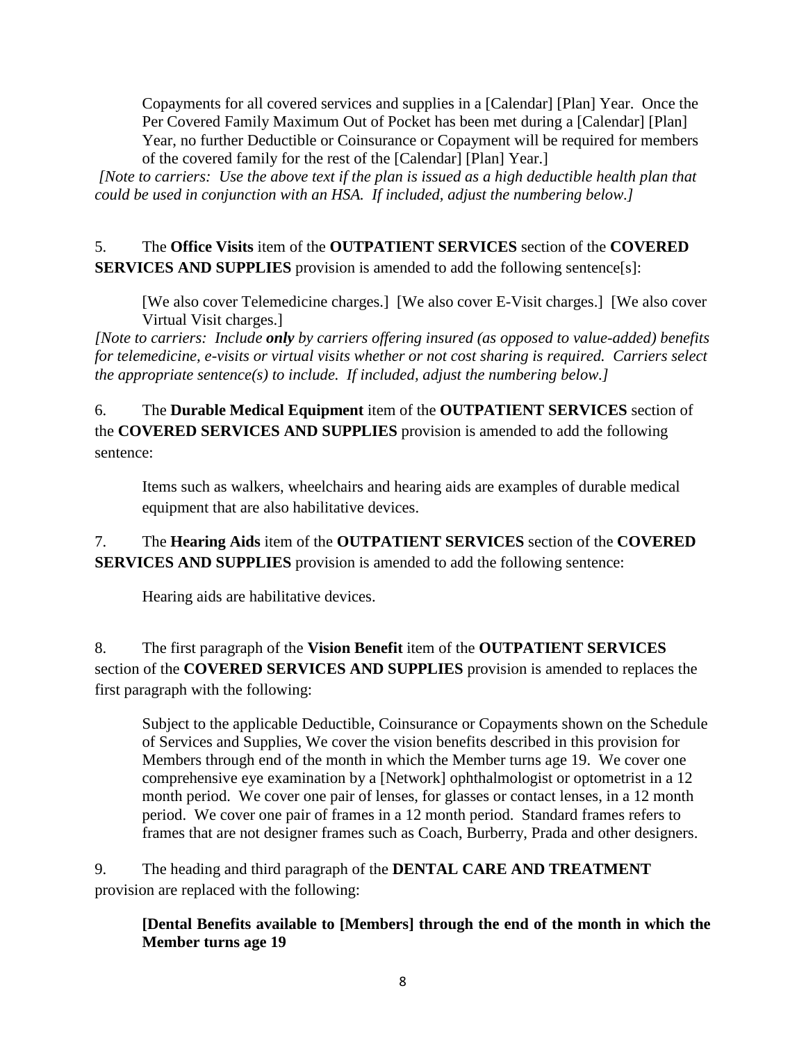Copayments for all covered services and supplies in a [Calendar] [Plan] Year. Once the Per Covered Family Maximum Out of Pocket has been met during a [Calendar] [Plan] Year, no further Deductible or Coinsurance or Copayment will be required for members of the covered family for the rest of the [Calendar] [Plan] Year.]

*[Note to carriers: Use the above text if the plan is issued as a high deductible health plan that could be used in conjunction with an HSA. If included, adjust the numbering below.]*

5. The **Office Visits** item of the **OUTPATIENT SERVICES** section of the **COVERED SERVICES AND SUPPLIES** provision is amended to add the following sentence[s]:

> [We also cover Telemedicine charges.] [We also cover E-Visit charges.] [We also cover Virtual Visit charges.]

*[Note to carriers: Include **only** by carriers offering insured (as opposed to value-added) benefits for telemedicine, e-visits or virtual visits whether or not cost sharing is required. Carriers select the appropriate sentence(s) to include. If included, adjust the numbering below.]*

6. The **Durable Medical Equipment** item of the **OUTPATIENT SERVICES** section of the **COVERED SERVICES AND SUPPLIES** provision is amended to add the following sentence:

> Items such as walkers, wheelchairs and hearing aids are examples of durable medical equipment that are also habilitative devices.

7. The **Hearing Aids** item of the **OUTPATIENT SERVICES** section of the **COVERED SERVICES AND SUPPLIES** provision is amended to add the following sentence:

> Hearing aids are habilitative devices.

8. The first paragraph of the **Vision Benefit** item of the **OUTPATIENT SERVICES** section of the **COVERED SERVICES AND SUPPLIES** provision is amended to replaces the first paragraph with the following:

> Subject to the applicable Deductible, Coinsurance or Copayments shown on the Schedule of Services and Supplies, We cover the vision benefits described in this provision for Members through end of the month in which the Member turns age 19. We cover one comprehensive eye examination by a [Network] ophthalmologist or optometrist in a 12 month period. We cover one pair of lenses, for glasses or contact lenses, in a 12 month period. We cover one pair of frames in a 12 month period. Standard frames refers to frames that are not designer frames such as Coach, Burberry, Prada and other designers.

9. The heading and third paragraph of the **DENTAL CARE AND TREATMENT** provision are replaced with the following:

> **[Dental Benefits available to [Members] through the end of the month in which the Member turns age 19**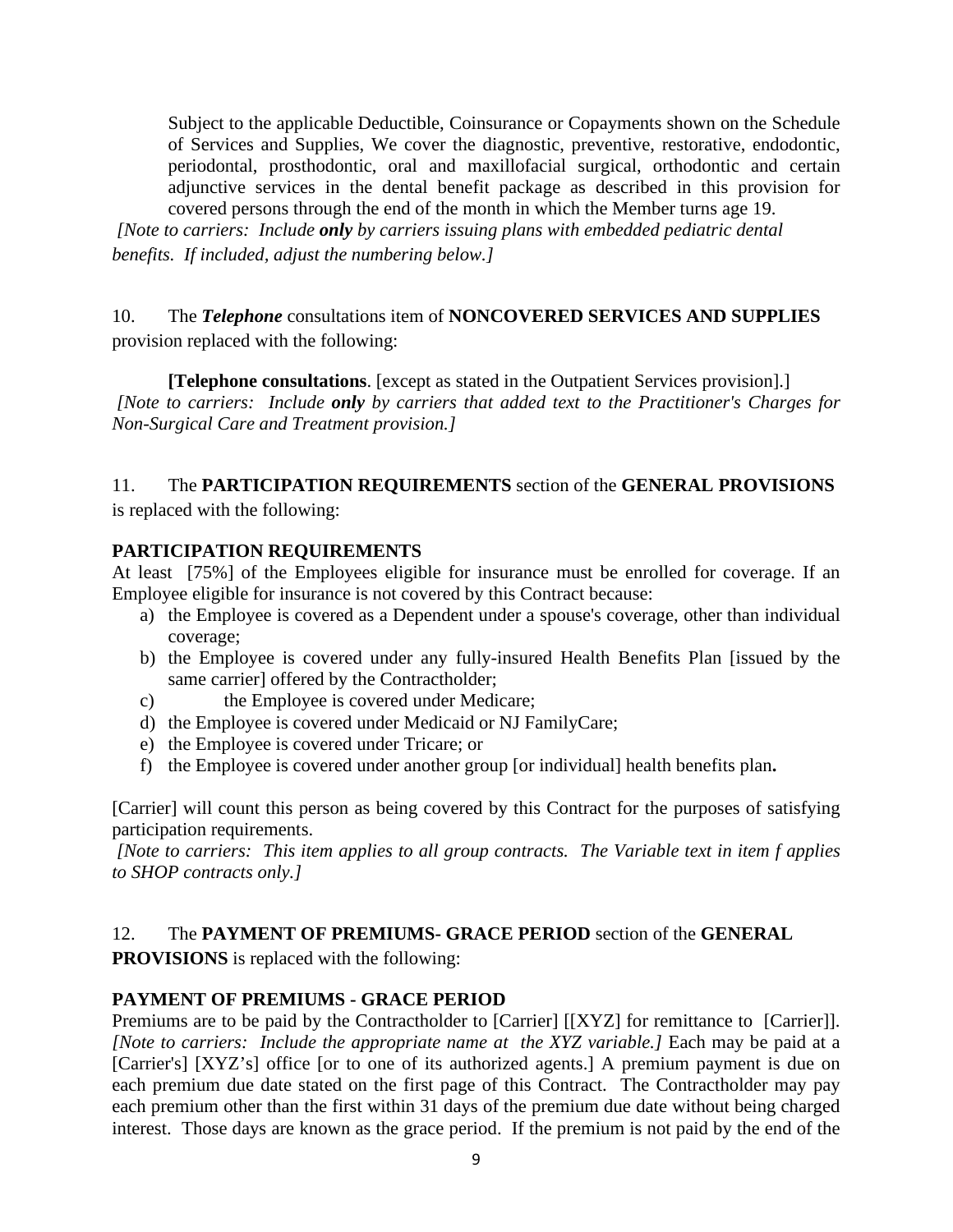Subject to the applicable Deductible, Coinsurance or Copayments shown on the Schedule of Services and Supplies, We cover the diagnostic, preventive, restorative, endodontic, periodontal, prosthodontic, oral and maxillofacial surgical, orthodontic and certain adjunctive services in the dental benefit package as described in this provision for covered persons through the end of the month in which the Member turns age 19.

*[Note to carriers: Include **only** by carriers issuing plans with embedded pediatric dental benefits. If included, adjust the numbering below.]*

10. The ***Telephone*** consultations item of **NONCOVERED SERVICES AND SUPPLIES** provision replaced with the following:

**[Telephone consultations**. [except as stated in the Outpatient Services provision].]

*[Note to carriers: Include **only** by carriers that added text to the Practitioner's Charges for Non-Surgical Care and Treatment provision.]*

11. The **PARTICIPATION REQUIREMENTS** section of the **GENERAL PROVISIONS** is replaced with the following:

**PARTICIPATION REQUIREMENTS**

At least [75%] of the Employees eligible for insurance must be enrolled for coverage. If an Employee eligible for insurance is not covered by this Contract because:

a) the Employee is covered as a Dependent under a spouse's coverage, other than individual coverage;
b) the Employee is covered under any fully-insured Health Benefits Plan [issued by the same carrier] offered by the Contractholder;
c) the Employee is covered under Medicare;
d) the Employee is covered under Medicaid or NJ FamilyCare;
e) the Employee is covered under Tricare; or
f) the Employee is covered under another group [or individual] health benefits plan**.**

[Carrier] will count this person as being covered by this Contract for the purposes of satisfying participation requirements.

*[Note to carriers: This item applies to all group contracts. The Variable text in item f applies to SHOP contracts only.]*

12. The **PAYMENT OF PREMIUMS- GRACE PERIOD** section of the **GENERAL PROVISIONS** is replaced with the following:

**PAYMENT OF PREMIUMS - GRACE PERIOD**

Premiums are to be paid by the Contractholder to [Carrier] [[XYZ] for remittance to [Carrier]]. *[Note to carriers: Include the appropriate name at the XYZ variable.]* Each may be paid at a [Carrier's] [XYZ's] office [or to one of its authorized agents.] A premium payment is due on each premium due date stated on the first page of this Contract. The Contractholder may pay each premium other than the first within 31 days of the premium due date without being charged interest. Those days are known as the grace period. If the premium is not paid by the end of the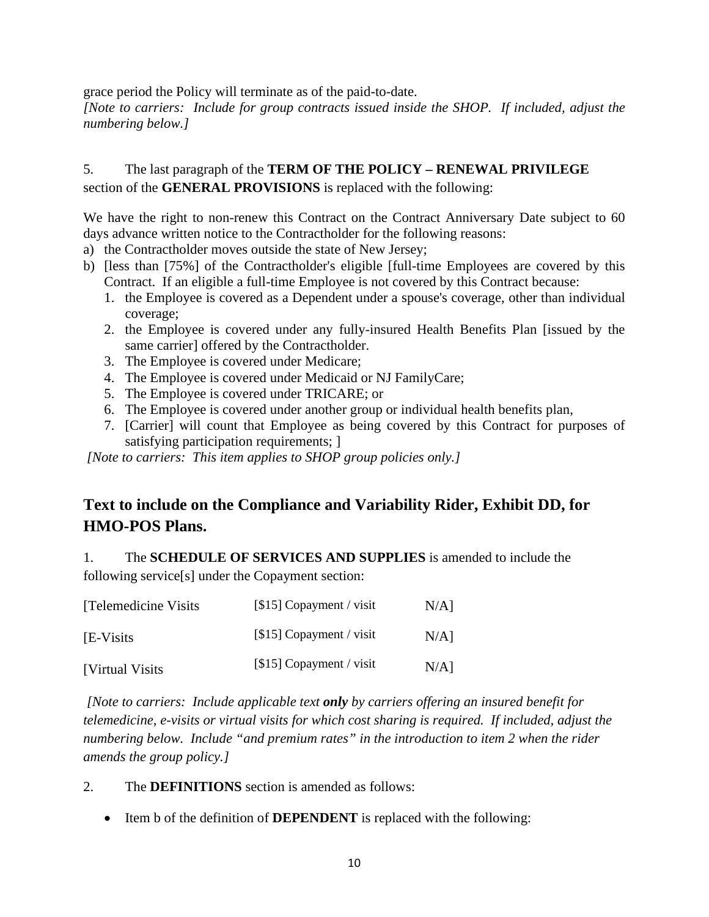grace period the Policy will terminate as of the paid-to-date.

*[Note to carriers: Include for group contracts issued inside the SHOP. If included, adjust the numbering below.]*

5. The last paragraph of the **TERM OF THE POLICY – RENEWAL PRIVILEGE** section of the **GENERAL PROVISIONS** is replaced with the following:

We have the right to non-renew this Contract on the Contract Anniversary Date subject to 60 days advance written notice to the Contractholder for the following reasons:

a) the Contractholder moves outside the state of New Jersey;
b) [less than [75%] of the Contractholder's eligible [full-time Employees are covered by this Contract. If an eligible a full-time Employee is not covered by this Contract because:
   1. the Employee is covered as a Dependent under a spouse's coverage, other than individual coverage;
   2. the Employee is covered under any fully-insured Health Benefits Plan [issued by the same carrier] offered by the Contractholder.
   3. The Employee is covered under Medicare;
   4. The Employee is covered under Medicaid or NJ FamilyCare;
   5. The Employee is covered under TRICARE; or
   6. The Employee is covered under another group or individual health benefits plan,
   7. [Carrier] will count that Employee as being covered by this Contract for purposes of satisfying participation requirements; ]

*[Note to carriers: This item applies to SHOP group policies only.]*

## Text to include on the Compliance and Variability Rider, Exhibit DD, for HMO-POS Plans.

1. The **SCHEDULE OF SERVICES AND SUPPLIES** is amended to include the following service[s] under the Copayment section:

| | | |
|---|---|---|
| [Telemedicine Visits | [$15] Copayment / visit | N/A] |
| [E-Visits | [$15] Copayment / visit | N/A] |
| [Virtual Visits | [$15] Copayment / visit | N/A] |

*[Note to carriers: Include applicable text **only** by carriers offering an insured benefit for telemedicine, e-visits or virtual visits for which cost sharing is required. If included, adjust the numbering below. Include "and premium rates" in the introduction to item 2 when the rider amends the group policy.]*

2. The **DEFINITIONS** section is amended as follows:

- Item b of the definition of **DEPENDENT** is replaced with the following: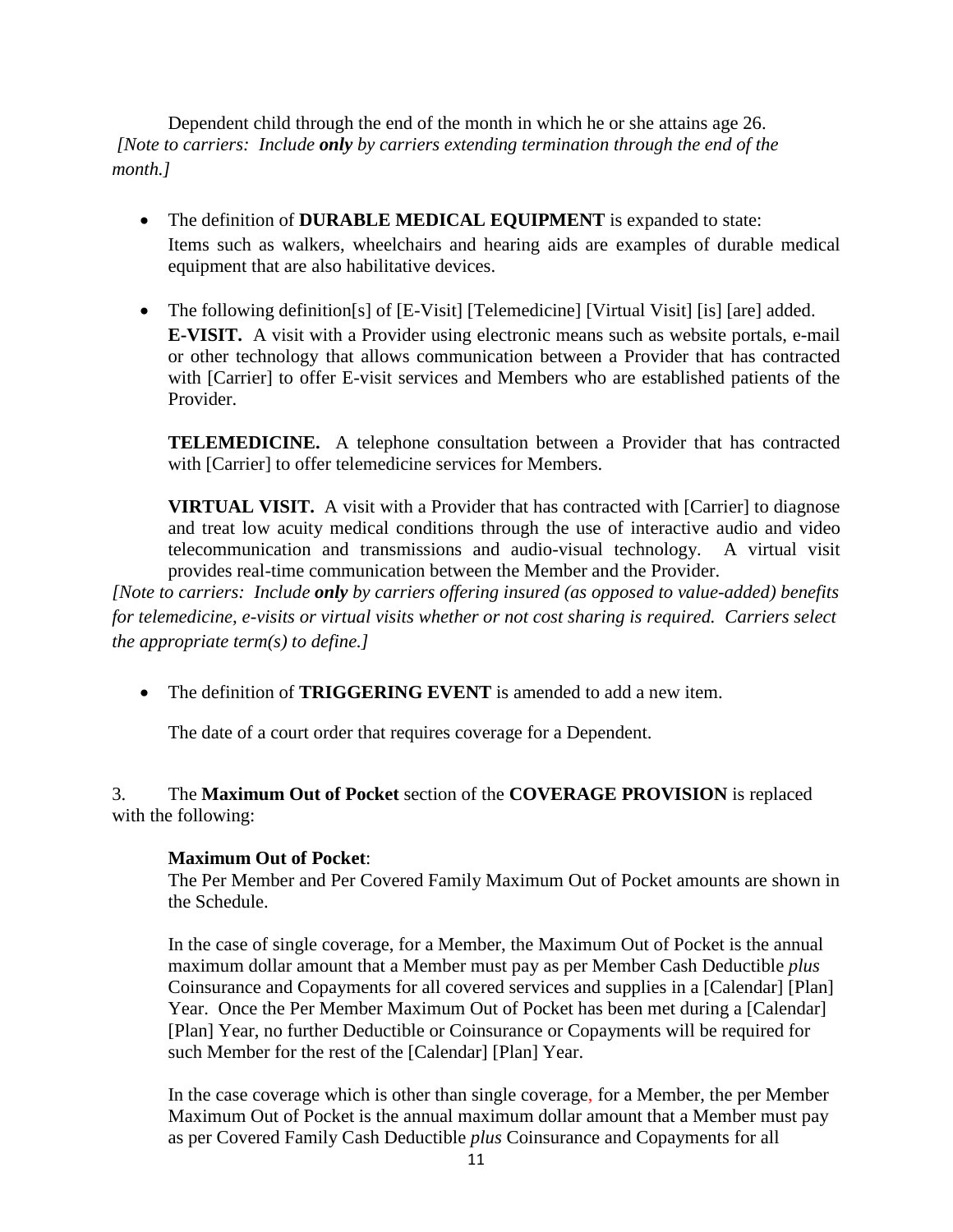Dependent child through the end of the month in which he or she attains age 26.

*[Note to carriers: Include **only** by carriers extending termination through the end of the month.]*

- The definition of **DURABLE MEDICAL EQUIPMENT** is expanded to state:

  Items such as walkers, wheelchairs and hearing aids are examples of durable medical equipment that are also habilitative devices.

- The following definition[s] of [E-Visit] [Telemedicine] [Virtual Visit] [is] [are] added.

  **E-VISIT.** A visit with a Provider using electronic means such as website portals, e-mail or other technology that allows communication between a Provider that has contracted with [Carrier] to offer E-visit services and Members who are established patients of the Provider.

  **TELEMEDICINE.** A telephone consultation between a Provider that has contracted with [Carrier] to offer telemedicine services for Members.

  **VIRTUAL VISIT.** A visit with a Provider that has contracted with [Carrier] to diagnose and treat low acuity medical conditions through the use of interactive audio and video telecommunication and transmissions and audio-visual technology. A virtual visit provides real-time communication between the Member and the Provider.

*[Note to carriers: Include **only** by carriers offering insured (as opposed to value-added) benefits for telemedicine, e-visits or virtual visits whether or not cost sharing is required. Carriers select the appropriate term(s) to define.]*

- The definition of **TRIGGERING EVENT** is amended to add a new item.

  The date of a court order that requires coverage for a Dependent.

3. The **Maximum Out of Pocket** section of the **COVERAGE PROVISION** is replaced with the following:

**Maximum Out of Pocket**:

The Per Member and Per Covered Family Maximum Out of Pocket amounts are shown in the Schedule.

In the case of single coverage, for a Member, the Maximum Out of Pocket is the annual maximum dollar amount that a Member must pay as per Member Cash Deductible *plus* Coinsurance and Copayments for all covered services and supplies in a [Calendar] [Plan] Year. Once the Per Member Maximum Out of Pocket has been met during a [Calendar] [Plan] Year, no further Deductible or Coinsurance or Copayments will be required for such Member for the rest of the [Calendar] [Plan] Year.

In the case coverage which is other than single coverage, for a Member, the per Member Maximum Out of Pocket is the annual maximum dollar amount that a Member must pay as per Covered Family Cash Deductible *plus* Coinsurance and Copayments for all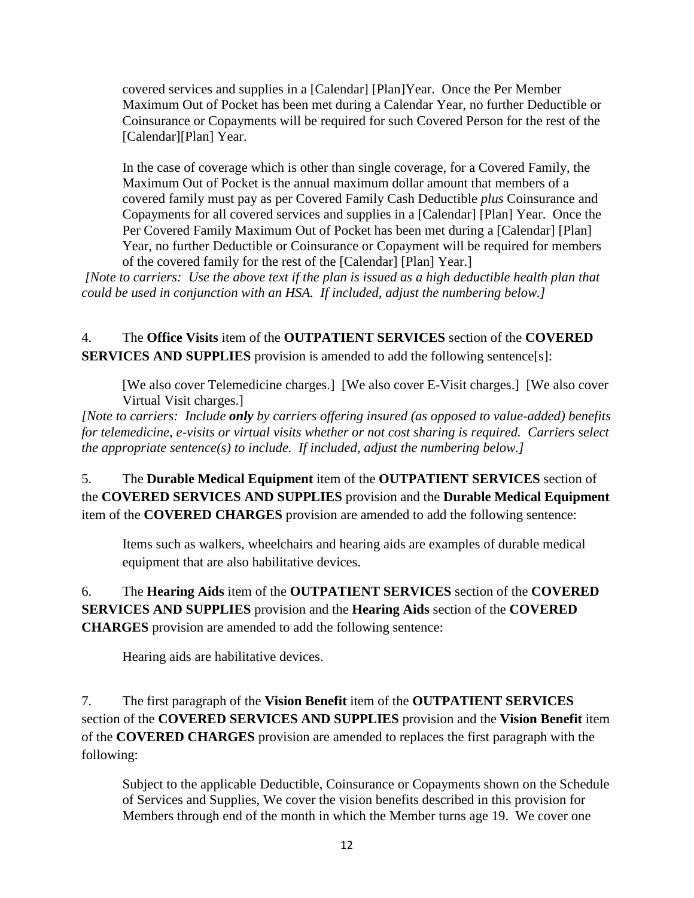covered services and supplies in a [Calendar] [Plan]Year. Once the Per Member Maximum Out of Pocket has been met during a Calendar Year, no further Deductible or Coinsurance or Copayments will be required for such Covered Person for the rest of the [Calendar][Plan] Year.

In the case of coverage which is other than single coverage, for a Covered Family, the Maximum Out of Pocket is the annual maximum dollar amount that members of a covered family must pay as per Covered Family Cash Deductible *plus* Coinsurance and Copayments for all covered services and supplies in a [Calendar] [Plan] Year. Once the Per Covered Family Maximum Out of Pocket has been met during a [Calendar] [Plan] Year, no further Deductible or Coinsurance or Copayment will be required for members of the covered family for the rest of the [Calendar] [Plan] Year.]

*[Note to carriers: Use the above text if the plan is issued as a high deductible health plan that could be used in conjunction with an HSA. If included, adjust the numbering below.]*

4. The **Office Visits** item of the **OUTPATIENT SERVICES** section of the **COVERED SERVICES AND SUPPLIES** provision is amended to add the following sentence[s]:

[We also cover Telemedicine charges.] [We also cover E-Visit charges.] [We also cover Virtual Visit charges.]

*[Note to carriers: Include **only** by carriers offering insured (as opposed to value-added) benefits for telemedicine, e-visits or virtual visits whether or not cost sharing is required. Carriers select the appropriate sentence(s) to include. If included, adjust the numbering below.]*

5. The **Durable Medical Equipment** item of the **OUTPATIENT SERVICES** section of the **COVERED SERVICES AND SUPPLIES** provision and the **Durable Medical Equipment** item of the **COVERED CHARGES** provision are amended to add the following sentence:

Items such as walkers, wheelchairs and hearing aids are examples of durable medical equipment that are also habilitative devices.

6. The **Hearing Aids** item of the **OUTPATIENT SERVICES** section of the **COVERED SERVICES AND SUPPLIES** provision and the **Hearing Aids** section of the **COVERED CHARGES** provision are amended to add the following sentence:

Hearing aids are habilitative devices.

7. The first paragraph of the **Vision Benefit** item of the **OUTPATIENT SERVICES** section of the **COVERED SERVICES AND SUPPLIES** provision and the **Vision Benefit** item of the **COVERED CHARGES** provision are amended to replaces the first paragraph with the following:

Subject to the applicable Deductible, Coinsurance or Copayments shown on the Schedule of Services and Supplies, We cover the vision benefits described in this provision for Members through end of the month in which the Member turns age 19. We cover one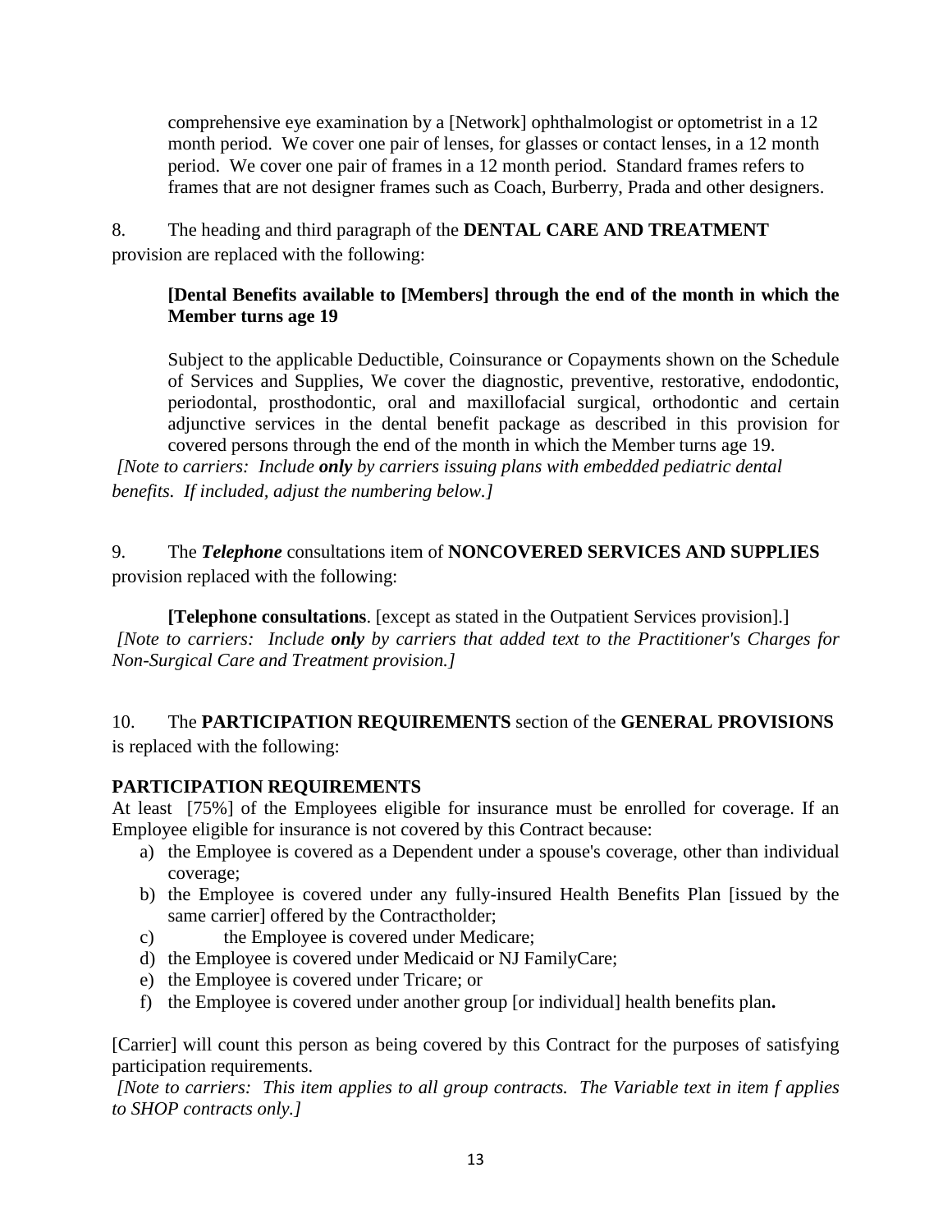comprehensive eye examination by a [Network] ophthalmologist or optometrist in a 12 month period. We cover one pair of lenses, for glasses or contact lenses, in a 12 month period. We cover one pair of frames in a 12 month period. Standard frames refers to frames that are not designer frames such as Coach, Burberry, Prada and other designers.

8. The heading and third paragraph of the **DENTAL CARE AND TREATMENT** provision are replaced with the following:

> **[Dental Benefits available to [Members] through the end of the month in which the Member turns age 19**
>
> Subject to the applicable Deductible, Coinsurance or Copayments shown on the Schedule of Services and Supplies, We cover the diagnostic, preventive, restorative, endodontic, periodontal, prosthodontic, oral and maxillofacial surgical, orthodontic and certain adjunctive services in the dental benefit package as described in this provision for covered persons through the end of the month in which the Member turns age 19.

*[Note to carriers: Include **only** by carriers issuing plans with embedded pediatric dental benefits. If included, adjust the numbering below.]*

9. The ***Telephone*** consultations item of **NONCOVERED SERVICES AND SUPPLIES** provision replaced with the following:

> **[Telephone consultations**. [except as stated in the Outpatient Services provision].]

*[Note to carriers: Include **only** by carriers that added text to the Practitioner's Charges for Non-Surgical Care and Treatment provision.]*

10. The **PARTICIPATION REQUIREMENTS** section of the **GENERAL PROVISIONS** is replaced with the following:

**PARTICIPATION REQUIREMENTS**

At least [75%] of the Employees eligible for insurance must be enrolled for coverage. If an Employee eligible for insurance is not covered by this Contract because:

a) the Employee is covered as a Dependent under a spouse's coverage, other than individual coverage;
b) the Employee is covered under any fully-insured Health Benefits Plan [issued by the same carrier] offered by the Contractholder;
c) the Employee is covered under Medicare;
d) the Employee is covered under Medicaid or NJ FamilyCare;
e) the Employee is covered under Tricare; or
f) the Employee is covered under another group [or individual] health benefits plan**.**

[Carrier] will count this person as being covered by this Contract for the purposes of satisfying participation requirements.

*[Note to carriers: This item applies to all group contracts. The Variable text in item f applies to SHOP contracts only.]*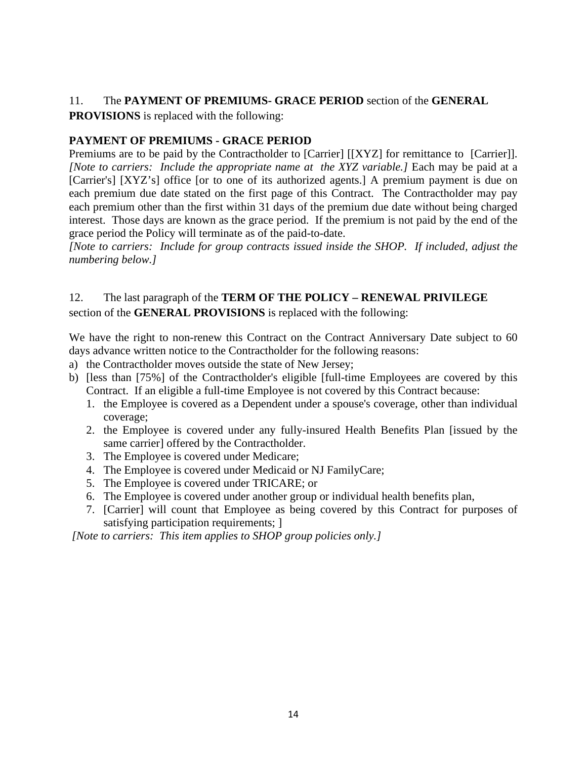11. The **PAYMENT OF PREMIUMS- GRACE PERIOD** section of the **GENERAL PROVISIONS** is replaced with the following:

**PAYMENT OF PREMIUMS - GRACE PERIOD**

Premiums are to be paid by the Contractholder to [Carrier] [[XYZ] for remittance to [Carrier]]. *[Note to carriers: Include the appropriate name at the XYZ variable.]* Each may be paid at a [Carrier's] [XYZ's] office [or to one of its authorized agents.] A premium payment is due on each premium due date stated on the first page of this Contract. The Contractholder may pay each premium other than the first within 31 days of the premium due date without being charged interest. Those days are known as the grace period. If the premium is not paid by the end of the grace period the Policy will terminate as of the paid-to-date.

*[Note to carriers: Include for group contracts issued inside the SHOP. If included, adjust the numbering below.]*

12. The last paragraph of the **TERM OF THE POLICY – RENEWAL PRIVILEGE** section of the **GENERAL PROVISIONS** is replaced with the following:

We have the right to non-renew this Contract on the Contract Anniversary Date subject to 60 days advance written notice to the Contractholder for the following reasons:

a) the Contractholder moves outside the state of New Jersey;
b) [less than [75%] of the Contractholder's eligible [full-time Employees are covered by this Contract. If an eligible a full-time Employee is not covered by this Contract because:
   1. the Employee is covered as a Dependent under a spouse's coverage, other than individual coverage;
   2. the Employee is covered under any fully-insured Health Benefits Plan [issued by the same carrier] offered by the Contractholder.
   3. The Employee is covered under Medicare;
   4. The Employee is covered under Medicaid or NJ FamilyCare;
   5. The Employee is covered under TRICARE; or
   6. The Employee is covered under another group or individual health benefits plan,
   7. [Carrier] will count that Employee as being covered by this Contract for purposes of satisfying participation requirements; ]

*[Note to carriers: This item applies to SHOP group policies only.]*